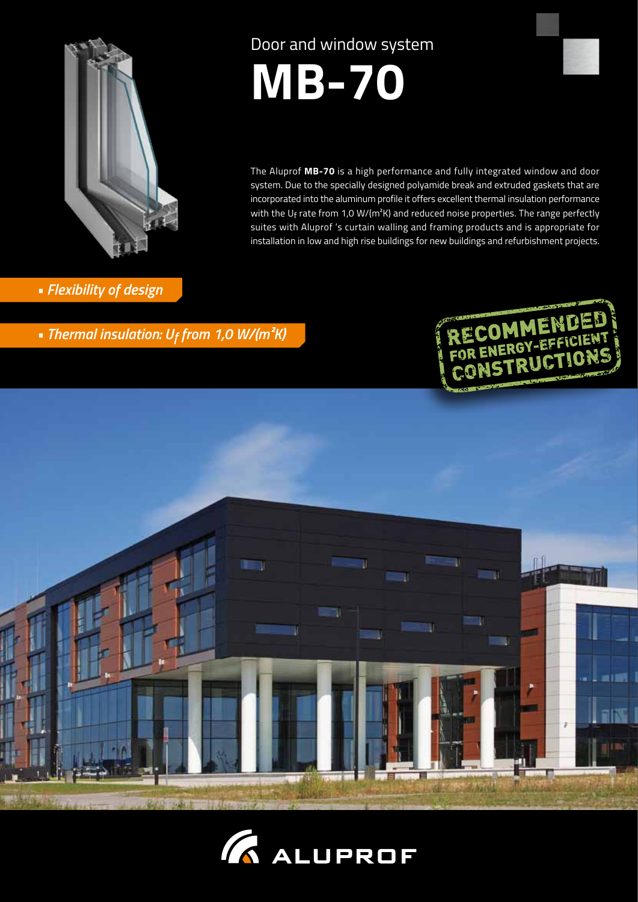Door and window system

# MB-70

The Aluprof **MB-70** is a high performance and fully integrated window and door system. Due to the specially designed polyamide break and extruded gaskets that are incorporated into the aluminum profile it offers excellent thermal insulation performance with the $U_f$ rate from 1,0 W/(m²K) and reduced noise properties. The range perfectly suites with Aluprof 's curtain walling and framing products and is appropriate for installation in low and high rise buildings for new buildings and refurbishment projects.

- *Flexibility of design*
- *Thermal insulation: $U_f$ from 1,0 W/(m²K)*

RECOMMENDED FOR ENERGY-EFFICIENT CONSTRUCTIONS

ALUPROF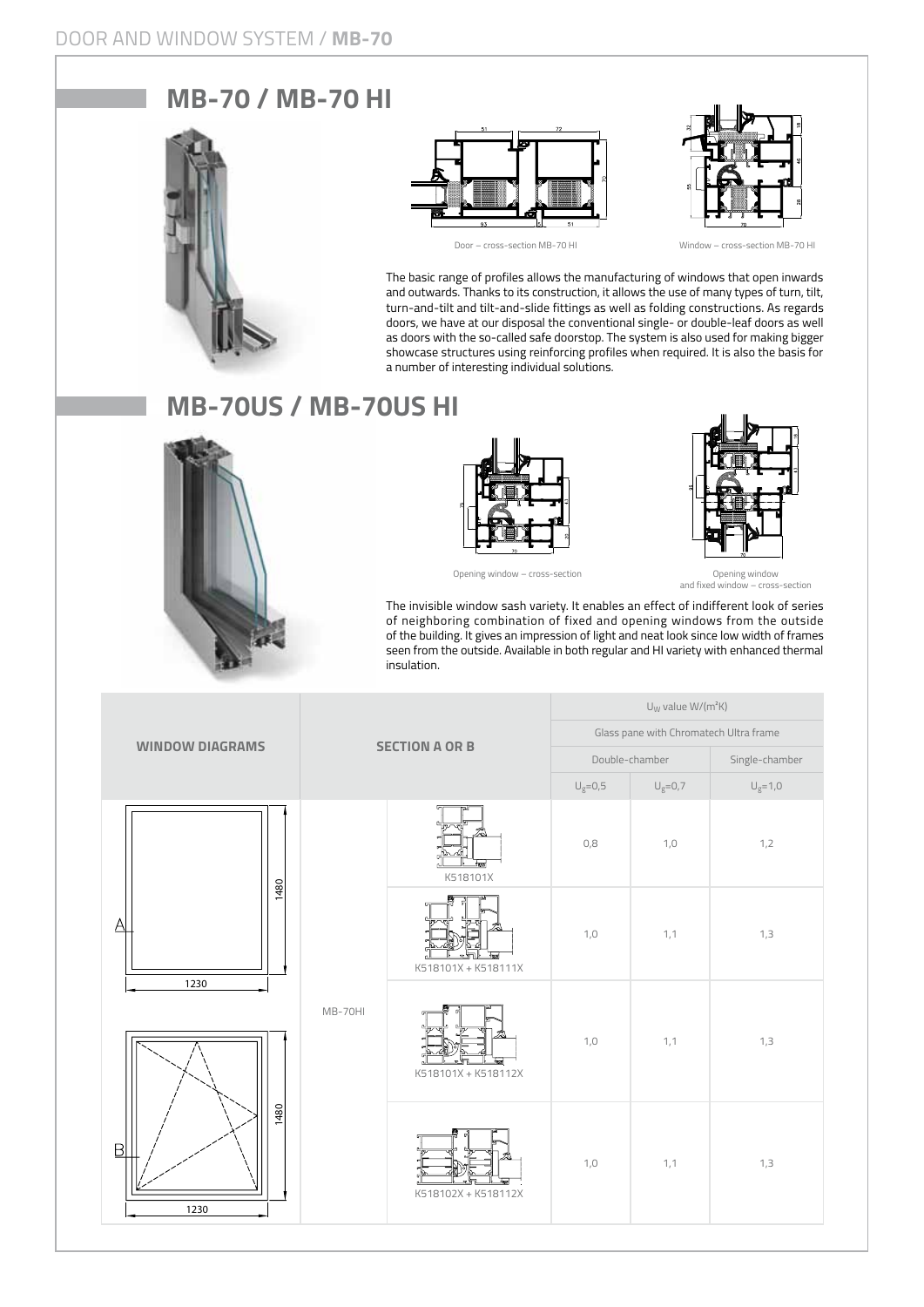## MB-70 / MB-70 HI

Door – cross-section MB-70 HI

Window – cross-section MB-70 HI

The basic range of profiles allows the manufacturing of windows that open inwards and outwards. Thanks to its construction, it allows the use of many types of turn, tilt, turn-and-tilt and tilt-and-slide fittings as well as folding constructions. As regards doors, we have at our disposal the conventional single- or double-leaf doors as well as doors with the so-called safe doorstop. The system is also used for making bigger showcase structures using reinforcing profiles when required. It is also the basis for a number of interesting individual solutions.

## MB-70US / MB-70US HI

Opening window – cross-section

Opening window and fixed window – cross-section

The invisible window sash variety. It enables an effect of indifferent look of series of neighboring combination of fixed and opening windows from the outside of the building. It gives an impression of light and neat look since low width of frames seen from the outside. Available in both regular and HI variety with enhanced thermal insulation.

| WINDOW DIAGRAMS | SECTION A OR B | | $U_W$ value W/(m²K) | | |
|---|---|---|---|---|---|
| | | | Glass pane with Chromatech Ultra frame | | |
| | | | Double-chamber | | Single-chamber |
| | | | $U_g$=0,5 | $U_g$=0,7 | $U_g$=1,0 |
| A (1230 × 1480) | MB-70HI | K518101X | 0,8 | 1,0 | 1,2 |
| | | K518101X + K518111X | 1,0 | 1,1 | 1,3 |
| B (1230 × 1480) | | K518101X + K518112X | 1,0 | 1,1 | 1,3 |
| | | K518102X + K518112X | 1,0 | 1,1 | 1,3 |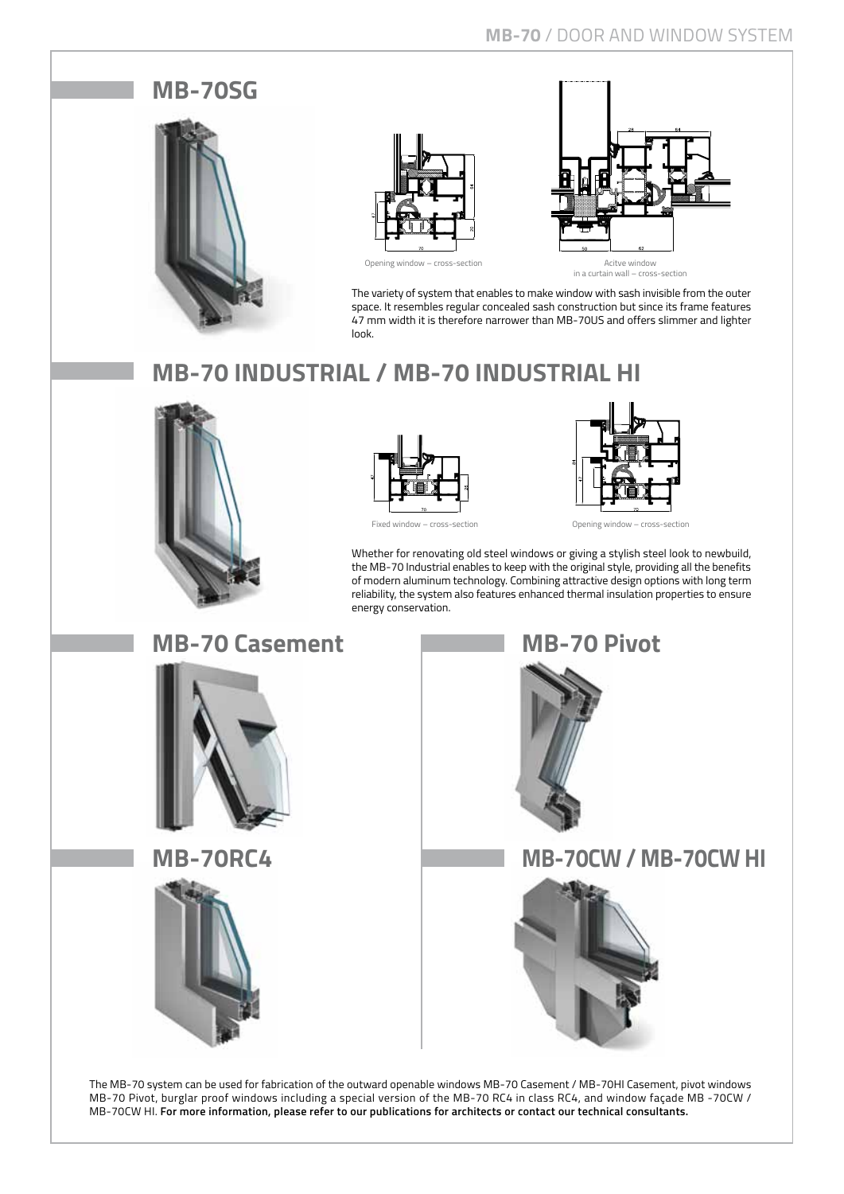## MB-70SG

Opening window – cross-section

Acitve window in a curtain wall – cross-section

The variety of system that enables to make window with sash invisible from the outer space. It resembles regular concealed sash construction but since its frame features 47 mm width it is therefore narrower than MB-70US and offers slimmer and lighter look.

## MB-70 INDUSTRIAL / MB-70 INDUSTRIAL HI

Fixed window – cross-section

Opening window – cross-section

Whether for renovating old steel windows or giving a stylish steel look to newbuild, the MB-70 Industrial enables to keep with the original style, providing all the benefits of modern aluminum technology. Combining attractive design options with long term reliability, the system also features enhanced thermal insulation properties to ensure energy conservation.

## MB-70 Casement

## MB-70 Pivot

## MB-70RC4

## MB-70CW / MB-70CW HI

The MB-70 system can be used for fabrication of the outward openable windows MB-70 Casement / MB-70HI Casement, pivot windows MB-70 Pivot, burglar proof windows including a special version of the MB-70 RC4 in class RC4, and window façade MB -70CW / MB-70CW HI. **For more information, please refer to our publications for architects or contact our technical consultants.**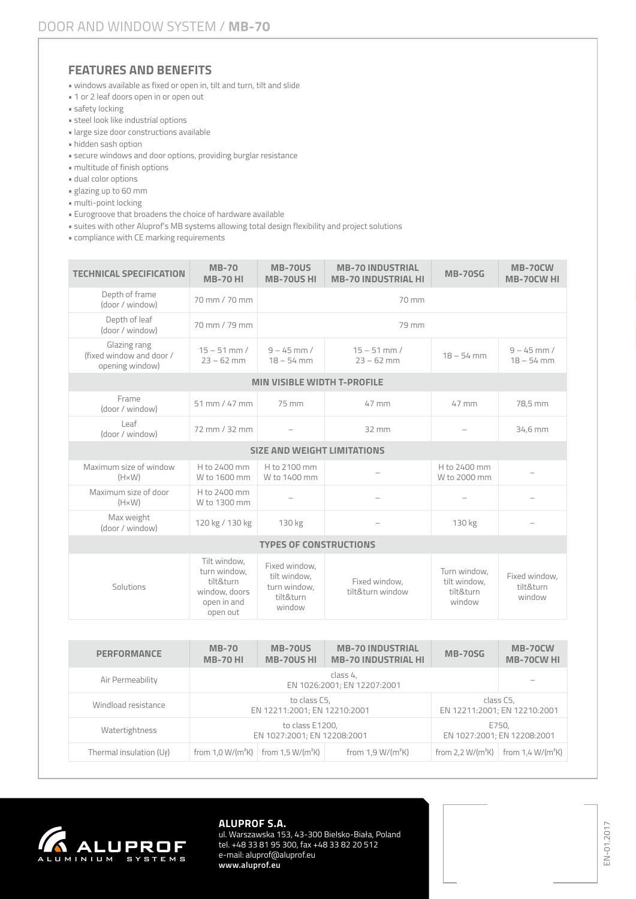## FEATURES AND BENEFITS

- windows available as fixed or open in, tilt and turn, tilt and slide
- 1 or 2 leaf doors open in or open out
- safety locking
- steel look like industrial options
- large size door constructions available
- hidden sash option
- secure windows and door options, providing burglar resistance
- multitude of finish options
- dual color options
- glazing up to 60 mm
- multi-point locking
- Eurogroove that broadens the choice of hardware available
- suites with other Aluprof's MB systems allowing total design flexibility and project solutions
- compliance with CE marking requirements

| TECHNICAL SPECIFICATION | MB-70 MB-70 HI | MB-70US MB-70US HI | MB-70 INDUSTRIAL MB-70 INDUSTRIAL HI | MB-70SG | MB-70CW MB-70CW HI |
|---|---|---|---|---|---|
| Depth of frame (door / window) | 70 mm / 70 mm | 70 mm | | | |
| Depth of leaf (door / window) | 70 mm / 79 mm | 79 mm | | | |
| Glazing rang (fixed window and door / opening window) | 15 – 51 mm / 23 – 62 mm | 9 – 45 mm / 18 – 54 mm | 15 – 51 mm / 23 – 62 mm | 18 – 54 mm | 9 – 45 mm / 18 – 54 mm |
| **MIN VISIBLE WIDTH T-PROFILE** | | | | | |
| Frame (door / window) | 51 mm / 47 mm | 75 mm | 47 mm | 47 mm | 78,5 mm |
| Leaf (door / window) | 72 mm / 32 mm | – | 32 mm | – | 34,6 mm |
| **SIZE AND WEIGHT LIMITATIONS** | | | | | |
| Maximum size of window (H×W) | H to 2400 mm W to 1600 mm | H to 2100 mm W to 1400 mm | – | H to 2400 mm W to 2000 mm | – |
| Maximum size of door (H×W) | H to 2400 mm W to 1300 mm | – | – | – | – |
| Max weight (door / window) | 120 kg / 130 kg | 130 kg | – | 130 kg | – |
| **TYPES OF CONSTRUCTIONS** | | | | | |
| Solutions | Tilt window, turn window, tilt&turn window, doors open in and open out | Fixed window, tilt window, turn window, tilt&turn window | Fixed window, tilt&turn window | Turn window, tilt window, tilt&turn window | Fixed window, tilt&turn window |

| PERFORMANCE | MB-70 MB-70 HI | MB-70US MB-70US HI | MB-70 INDUSTRIAL MB-70 INDUSTRIAL HI | MB-70SG | MB-70CW MB-70CW HI |
|---|---|---|---|---|---|
| Air Permeability | class 4, EN 1026:2001; EN 12207:2001 | | | | – |
| Windload resistance | to class C5, EN 12211:2001; EN 12210:2001 | | | class C5, EN 12211:2001; EN 12210:2001 | |
| Watertightness | to class E1200, EN 1027:2001; EN 12208:2001 | | | E750, EN 1027:2001; EN 12208:2001 | |
| Thermal insulation ($U_f$) | from 1,0 W/(m²K) | from 1,5 W/(m²K) | from 1,9 W/(m²K) | from 2,2 W/(m²K) | from 1,4 W/(m²K) |

**ALUPROF S.A.**
ul. Warszawska 153, 43-300 Bielsko-Biała, Poland
tel. +48 33 81 95 300, fax +48 33 82 20 512
e-mail: aluprof@aluprof.eu
**www.aluprof.eu**

EN-01.2017